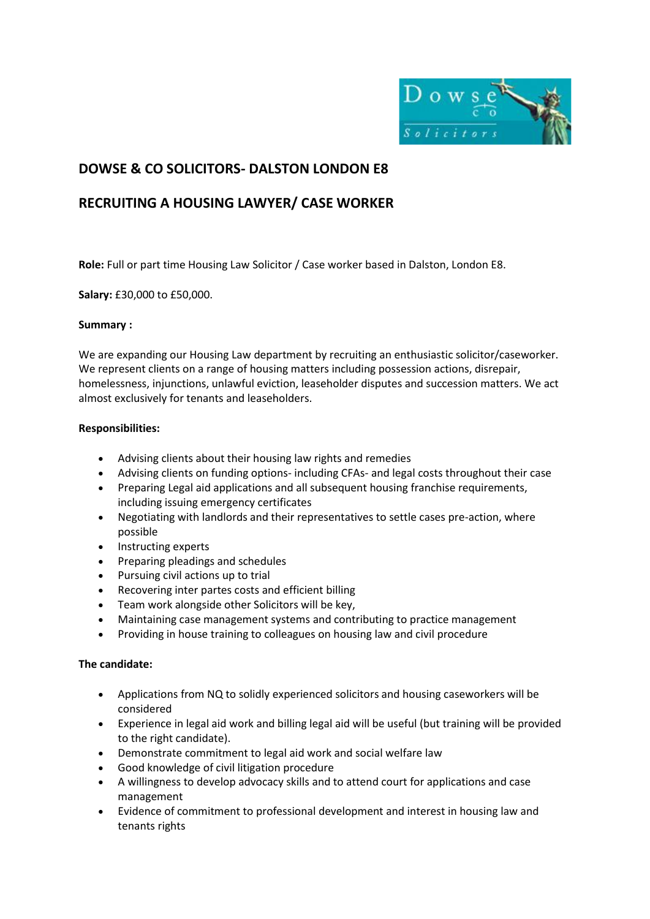## DOWSE & CO SOLICITORS- DALSTON LONDON E8

## RECRUITING A HOUSING LAWYER/ CASE WORKER

**Role:** Full or part time Housing Law Solicitor / Case worker based in Dalston, London E8.

**Salary:** £30,000 to £50,000.

**Summary :**

We are expanding our Housing Law department by recruiting an enthusiastic solicitor/caseworker. We represent clients on a range of housing matters including possession actions, disrepair, homelessness, injunctions, unlawful eviction, leaseholder disputes and succession matters. We act almost exclusively for tenants and leaseholders.

**Responsibilities:**

- Advising clients about their housing law rights and remedies
- Advising clients on funding options- including CFAs- and legal costs throughout their case
- Preparing Legal aid applications and all subsequent housing franchise requirements, including issuing emergency certificates
- Negotiating with landlords and their representatives to settle cases pre-action, where possible
- Instructing experts
- Preparing pleadings and schedules
- Pursuing civil actions up to trial
- Recovering inter partes costs and efficient billing
- Team work alongside other Solicitors will be key,
- Maintaining case management systems and contributing to practice management
- Providing in house training to colleagues on housing law and civil procedure

**The candidate:**

- Applications from NQ to solidly experienced solicitors and housing caseworkers will be considered
- Experience in legal aid work and billing legal aid will be useful (but training will be provided to the right candidate).
- Demonstrate commitment to legal aid work and social welfare law
- Good knowledge of civil litigation procedure
- A willingness to develop advocacy skills and to attend court for applications and case management
- Evidence of commitment to professional development and interest in housing law and tenants rights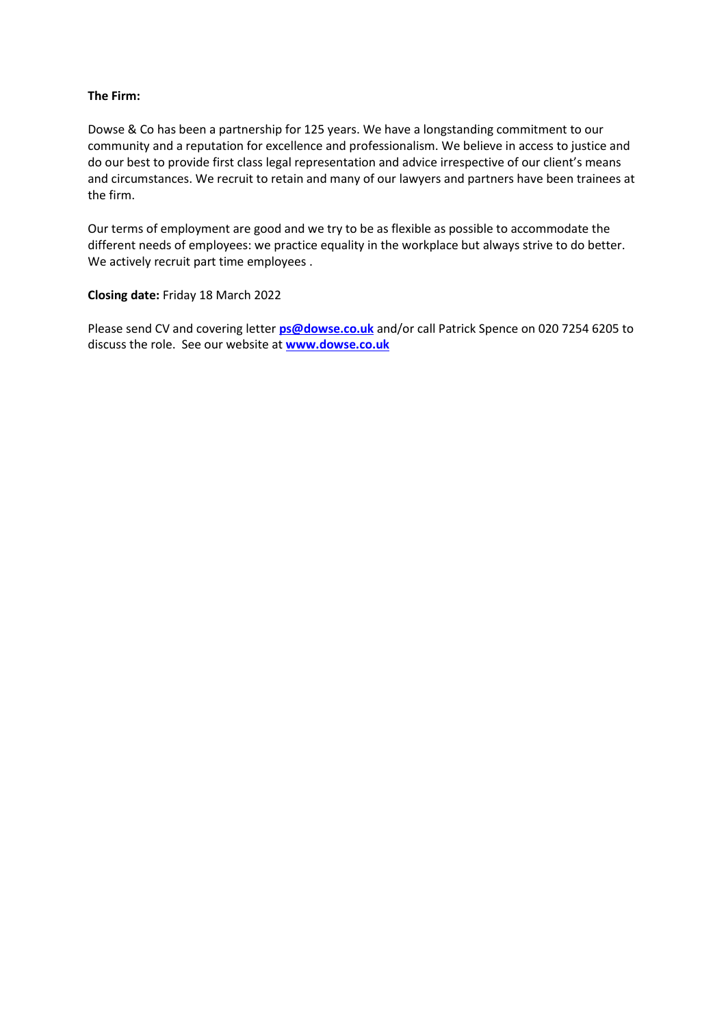**The Firm:**

Dowse & Co has been a partnership for 125 years. We have a longstanding commitment to our community and a reputation for excellence and professionalism. We believe in access to justice and do our best to provide first class legal representation and advice irrespective of our client's means and circumstances. We recruit to retain and many of our lawyers and partners have been trainees at the firm.

Our terms of employment are good and we try to be as flexible as possible to accommodate the different needs of employees: we practice equality in the workplace but always strive to do better. We actively recruit part time employees .

**Closing date:** Friday 18 March 2022

Please send CV and covering letter **ps@dowse.co.uk** and/or call Patrick Spence on 020 7254 6205 to discuss the role. See our website at **www.dowse.co.uk**